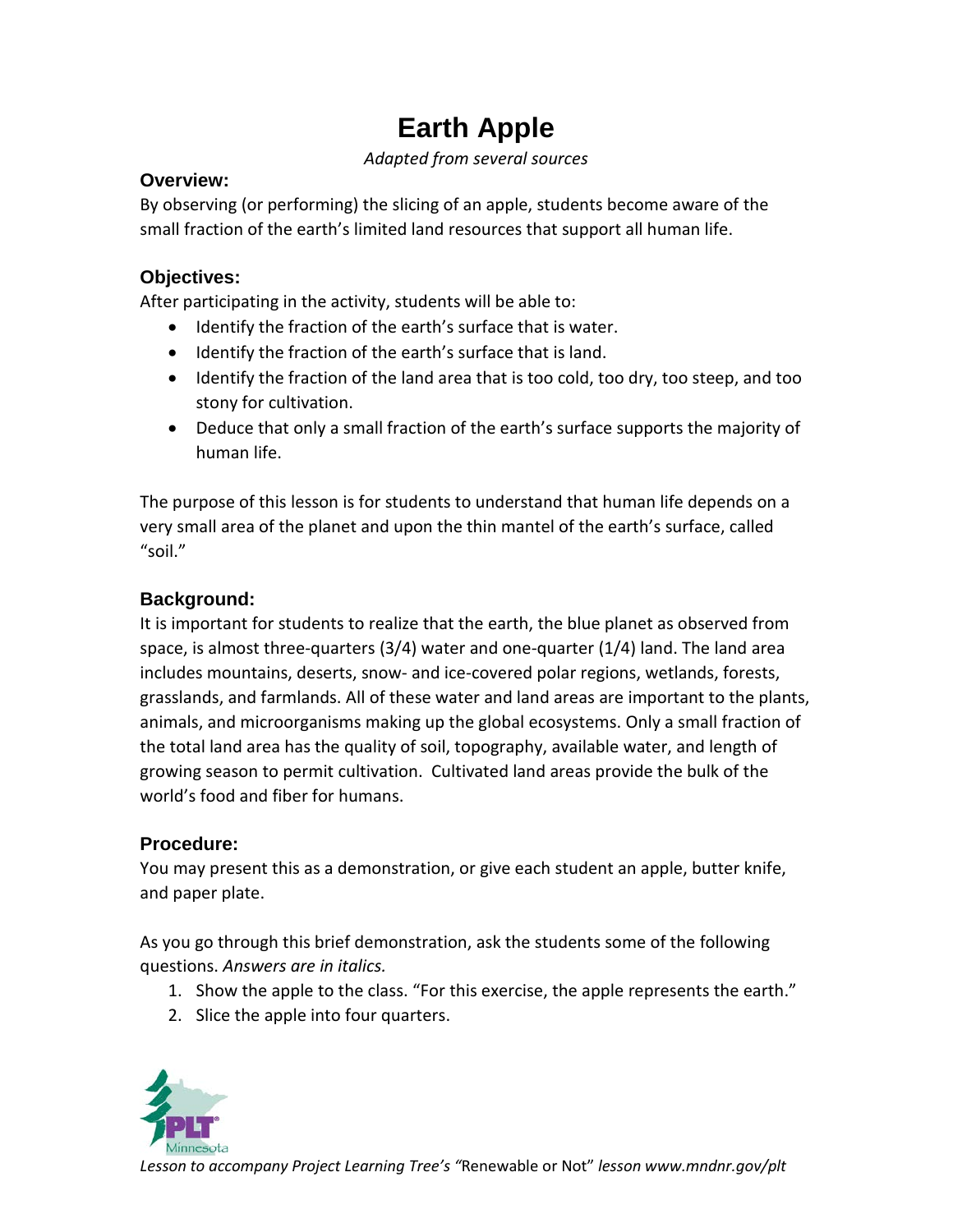# Earth Apple

*Adapted from several sources*

## Overview:

By observing (or performing) the slicing of an apple, students become aware of the small fraction of the earth's limited land resources that support all human life.

## Objectives:

After participating in the activity, students will be able to:

- Identify the fraction of the earth's surface that is water.
- Identify the fraction of the earth's surface that is land.
- Identify the fraction of the land area that is too cold, too dry, too steep, and too stony for cultivation.
- Deduce that only a small fraction of the earth's surface supports the majority of human life.

The purpose of this lesson is for students to understand that human life depends on a very small area of the planet and upon the thin mantel of the earth's surface, called "soil."

## Background:

It is important for students to realize that the earth, the blue planet as observed from space, is almost three-quarters (3/4) water and one-quarter (1/4) land. The land area includes mountains, deserts, snow- and ice-covered polar regions, wetlands, forests, grasslands, and farmlands. All of these water and land areas are important to the plants, animals, and microorganisms making up the global ecosystems. Only a small fraction of the total land area has the quality of soil, topography, available water, and length of growing season to permit cultivation. Cultivated land areas provide the bulk of the world's food and fiber for humans.

## Procedure:

You may present this as a demonstration, or give each student an apple, butter knife, and paper plate.

As you go through this brief demonstration, ask the students some of the following questions. *Answers are in italics.*

1. Show the apple to the class. "For this exercise, the apple represents the earth."
2. Slice the apple into four quarters.

*Lesson to accompany Project Learning Tree's "*Renewable or Not" *lesson www.mndnr.gov/plt*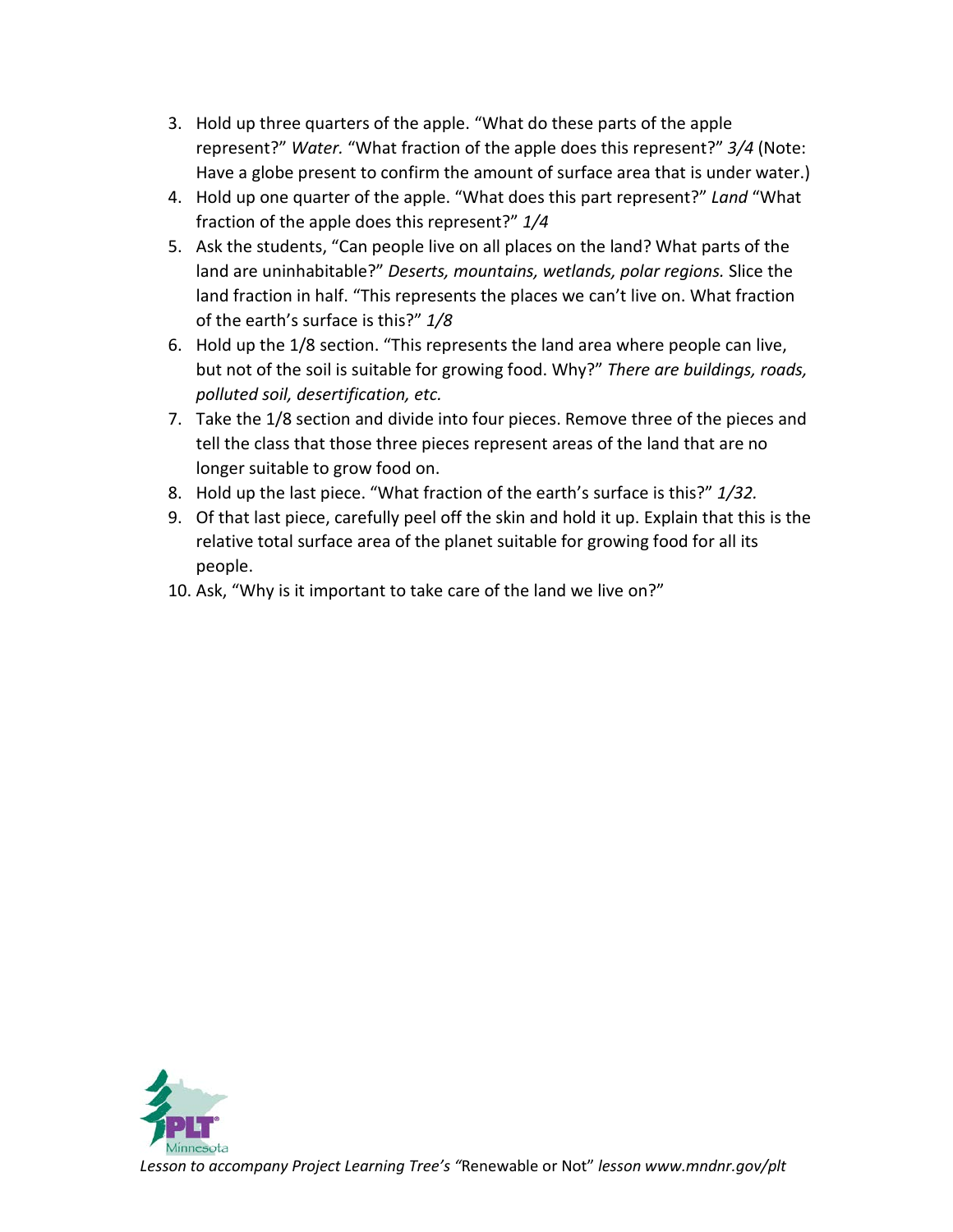3. Hold up three quarters of the apple. "What do these parts of the apple represent?" *Water.* "What fraction of the apple does this represent?" *3/4* (Note: Have a globe present to confirm the amount of surface area that is under water.)
4. Hold up one quarter of the apple. "What does this part represent?" *Land* "What fraction of the apple does this represent?" *1/4*
5. Ask the students, "Can people live on all places on the land? What parts of the land are uninhabitable?" *Deserts, mountains, wetlands, polar regions.* Slice the land fraction in half. "This represents the places we can't live on. What fraction of the earth's surface is this?" *1/8*
6. Hold up the 1/8 section. "This represents the land area where people can live, but not of the soil is suitable for growing food. Why?" *There are buildings, roads, polluted soil, desertification, etc.*
7. Take the 1/8 section and divide into four pieces. Remove three of the pieces and tell the class that those three pieces represent areas of the land that are no longer suitable to grow food on.
8. Hold up the last piece. "What fraction of the earth's surface is this?" *1/32.*
9. Of that last piece, carefully peel off the skin and hold it up. Explain that this is the relative total surface area of the planet suitable for growing food for all its people.
10. Ask, "Why is it important to take care of the land we live on?"